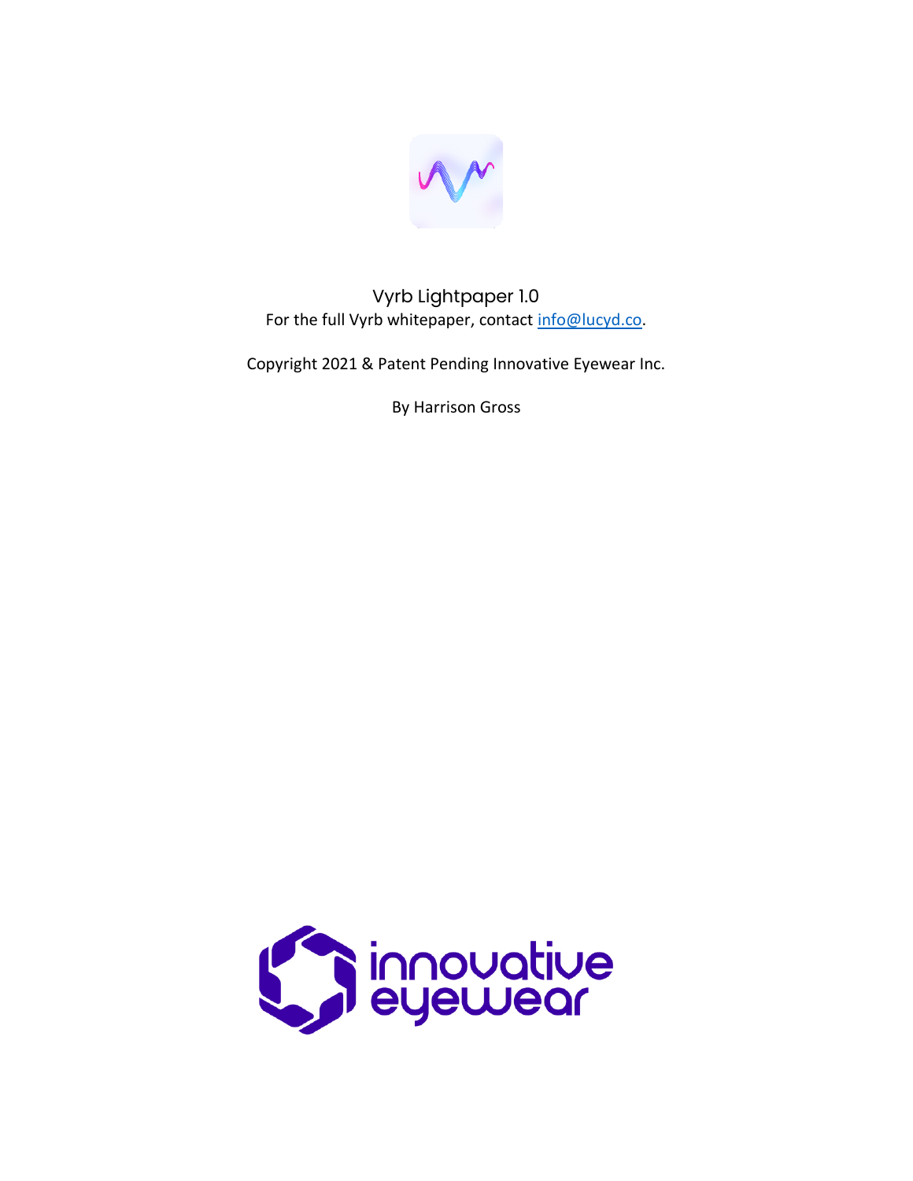# Vyrb Lightpaper 1.0

For the full Vyrb whitepaper, contact info@lucyd.co.

Copyright 2021 & Patent Pending Innovative Eyewear Inc.

By Harrison Gross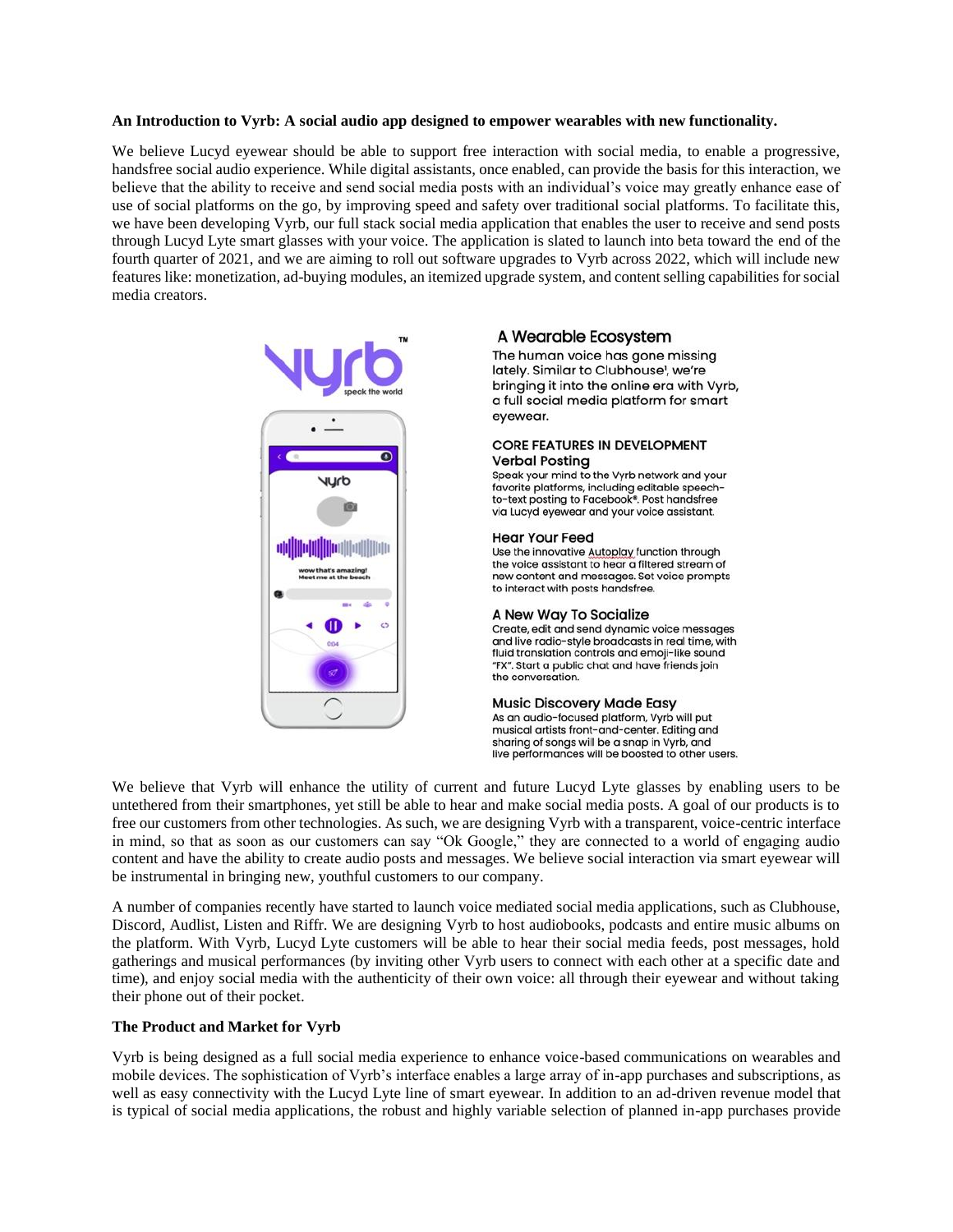**An Introduction to Vyrb: A social audio app designed to empower wearables with new functionality.**

We believe Lucyd eyewear should be able to support free interaction with social media, to enable a progressive, handsfree social audio experience. While digital assistants, once enabled, can provide the basis for this interaction, we believe that the ability to receive and send social media posts with an individual's voice may greatly enhance ease of use of social platforms on the go, by improving speed and safety over traditional social platforms. To facilitate this, we have been developing Vyrb, our full stack social media application that enables the user to receive and send posts through Lucyd Lyte smart glasses with your voice. The application is slated to launch into beta toward the end of the fourth quarter of 2021, and we are aiming to roll out software upgrades to Vyrb across 2022, which will include new features like: monetization, ad-buying modules, an itemized upgrade system, and content selling capabilities for social media creators.

### A Wearable Ecosystem

The human voice has gone missing lately. Similar to Clubhouse¹, we're bringing it into the online era with Vyrb, a full social media platform for smart eyewear.

**CORE FEATURES IN DEVELOPMENT**

**Verbal Posting**

Speak your mind to the Vyrb network and your favorite platforms, including editable speech-to-text posting to Facebook®. Post handsfree via Lucyd eyewear and your voice assistant.

**Hear Your Feed**

Use the innovative Autoplay function through the voice assistant to hear a filtered stream of new content and messages. Set voice prompts to interact with posts handsfree.

**A New Way To Socialize**

Create, edit and send dynamic voice messages and live radio-style broadcasts in real time, with fluid translation controls and emoji-like sound "FX". Start a public chat and have friends join the conversation.

**Music Discovery Made Easy**

As an audio-focused platform, Vyrb will put musical artists front-and-center. Editing and sharing of songs will be a snap in Vyrb, and live performances will be boosted to other users.

We believe that Vyrb will enhance the utility of current and future Lucyd Lyte glasses by enabling users to be untethered from their smartphones, yet still be able to hear and make social media posts. A goal of our products is to free our customers from other technologies. As such, we are designing Vyrb with a transparent, voice-centric interface in mind, so that as soon as our customers can say "Ok Google," they are connected to a world of engaging audio content and have the ability to create audio posts and messages. We believe social interaction via smart eyewear will be instrumental in bringing new, youthful customers to our company.

A number of companies recently have started to launch voice mediated social media applications, such as Clubhouse, Discord, Audlist, Listen and Riffr. We are designing Vyrb to host audiobooks, podcasts and entire music albums on the platform. With Vyrb, Lucyd Lyte customers will be able to hear their social media feeds, post messages, hold gatherings and musical performances (by inviting other Vyrb users to connect with each other at a specific date and time), and enjoy social media with the authenticity of their own voice: all through their eyewear and without taking their phone out of their pocket.

**The Product and Market for Vyrb**

Vyrb is being designed as a full social media experience to enhance voice-based communications on wearables and mobile devices. The sophistication of Vyrb's interface enables a large array of in-app purchases and subscriptions, as well as easy connectivity with the Lucyd Lyte line of smart eyewear. In addition to an ad-driven revenue model that is typical of social media applications, the robust and highly variable selection of planned in-app purchases provide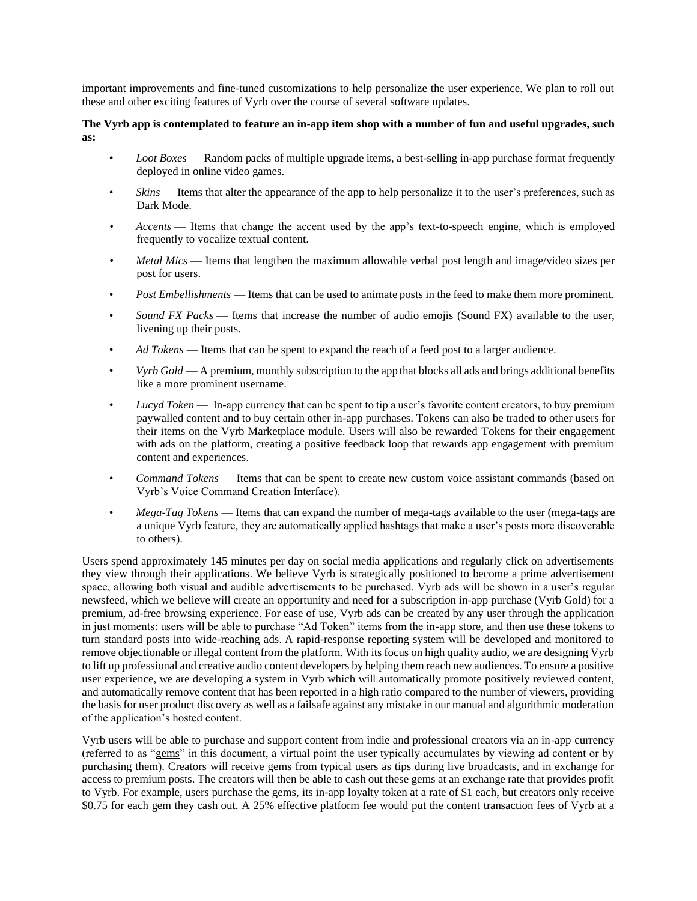important improvements and fine-tuned customizations to help personalize the user experience. We plan to roll out these and other exciting features of Vyrb over the course of several software updates.

**The Vyrb app is contemplated to feature an in-app item shop with a number of fun and useful upgrades, such as:**

- *Loot Boxes* — Random packs of multiple upgrade items, a best-selling in-app purchase format frequently deployed in online video games.
- *Skins* — Items that alter the appearance of the app to help personalize it to the user's preferences, such as Dark Mode.
- *Accents* — Items that change the accent used by the app's text-to-speech engine, which is employed frequently to vocalize textual content.
- *Metal Mics* — Items that lengthen the maximum allowable verbal post length and image/video sizes per post for users.
- *Post Embellishments* — Items that can be used to animate posts in the feed to make them more prominent.
- *Sound FX Packs* — Items that increase the number of audio emojis (Sound FX) available to the user, livening up their posts.
- *Ad Tokens* — Items that can be spent to expand the reach of a feed post to a larger audience.
- *Vyrb Gold* — A premium, monthly subscription to the app that blocks all ads and brings additional benefits like a more prominent username.
- *Lucyd Token* — In-app currency that can be spent to tip a user's favorite content creators, to buy premium paywalled content and to buy certain other in-app purchases. Tokens can also be traded to other users for their items on the Vyrb Marketplace module. Users will also be rewarded Tokens for their engagement with ads on the platform, creating a positive feedback loop that rewards app engagement with premium content and experiences.
- *Command Tokens* — Items that can be spent to create new custom voice assistant commands (based on Vyrb's Voice Command Creation Interface).
- *Mega-Tag Tokens* — Items that can expand the number of mega-tags available to the user (mega-tags are a unique Vyrb feature, they are automatically applied hashtags that make a user's posts more discoverable to others).

Users spend approximately 145 minutes per day on social media applications and regularly click on advertisements they view through their applications. We believe Vyrb is strategically positioned to become a prime advertisement space, allowing both visual and audible advertisements to be purchased. Vyrb ads will be shown in a user's regular newsfeed, which we believe will create an opportunity and need for a subscription in-app purchase (Vyrb Gold) for a premium, ad-free browsing experience. For ease of use, Vyrb ads can be created by any user through the application in just moments: users will be able to purchase "Ad Token" items from the in-app store, and then use these tokens to turn standard posts into wide-reaching ads. A rapid-response reporting system will be developed and monitored to remove objectionable or illegal content from the platform. With its focus on high quality audio, we are designing Vyrb to lift up professional and creative audio content developers by helping them reach new audiences. To ensure a positive user experience, we are developing a system in Vyrb which will automatically promote positively reviewed content, and automatically remove content that has been reported in a high ratio compared to the number of viewers, providing the basis for user product discovery as well as a failsafe against any mistake in our manual and algorithmic moderation of the application's hosted content.

Vyrb users will be able to purchase and support content from indie and professional creators via an in-app currency (referred to as "gems" in this document, a virtual point the user typically accumulates by viewing ad content or by purchasing them). Creators will receive gems from typical users as tips during live broadcasts, and in exchange for access to premium posts. The creators will then be able to cash out these gems at an exchange rate that provides profit to Vyrb. For example, users purchase the gems, its in-app loyalty token at a rate of $1 each, but creators only receive $0.75 for each gem they cash out. A 25% effective platform fee would put the content transaction fees of Vyrb at a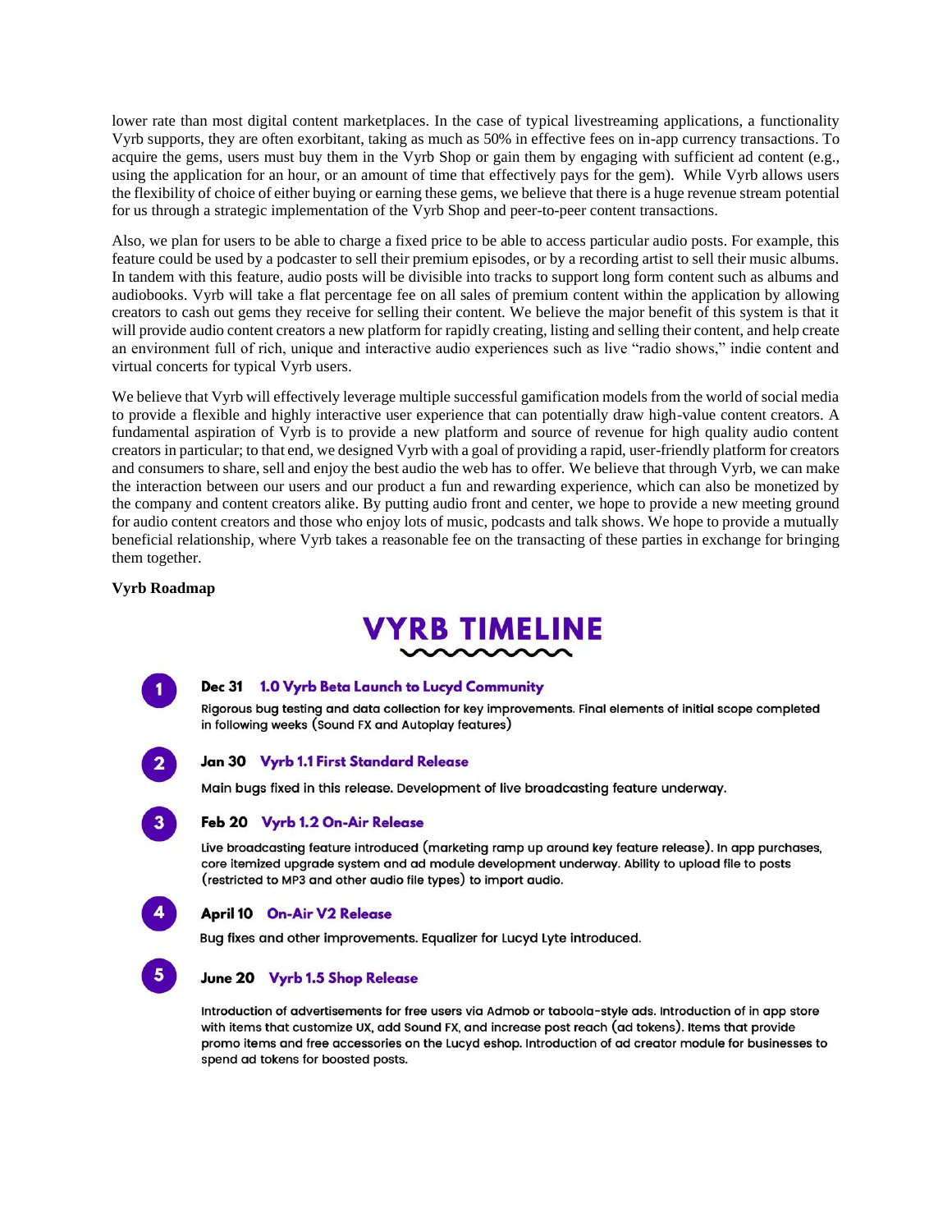lower rate than most digital content marketplaces. In the case of typical livestreaming applications, a functionality Vyrb supports, they are often exorbitant, taking as much as 50% in effective fees on in-app currency transactions. To acquire the gems, users must buy them in the Vyrb Shop or gain them by engaging with sufficient ad content (e.g., using the application for an hour, or an amount of time that effectively pays for the gem). While Vyrb allows users the flexibility of choice of either buying or earning these gems, we believe that there is a huge revenue stream potential for us through a strategic implementation of the Vyrb Shop and peer-to-peer content transactions.

Also, we plan for users to be able to charge a fixed price to be able to access particular audio posts. For example, this feature could be used by a podcaster to sell their premium episodes, or by a recording artist to sell their music albums. In tandem with this feature, audio posts will be divisible into tracks to support long form content such as albums and audiobooks. Vyrb will take a flat percentage fee on all sales of premium content within the application by allowing creators to cash out gems they receive for selling their content. We believe the major benefit of this system is that it will provide audio content creators a new platform for rapidly creating, listing and selling their content, and help create an environment full of rich, unique and interactive audio experiences such as live "radio shows," indie content and virtual concerts for typical Vyrb users.

We believe that Vyrb will effectively leverage multiple successful gamification models from the world of social media to provide a flexible and highly interactive user experience that can potentially draw high-value content creators. A fundamental aspiration of Vyrb is to provide a new platform and source of revenue for high quality audio content creators in particular; to that end, we designed Vyrb with a goal of providing a rapid, user-friendly platform for creators and consumers to share, sell and enjoy the best audio the web has to offer. We believe that through Vyrb, we can make the interaction between our users and our product a fun and rewarding experience, which can also be monetized by the company and content creators alike. By putting audio front and center, we hope to provide a new meeting ground for audio content creators and those who enjoy lots of music, podcasts and talk shows. We hope to provide a mutually beneficial relationship, where Vyrb takes a reasonable fee on the transacting of these parties in exchange for bringing them together.

**Vyrb Roadmap**

## VYRB TIMELINE

1. **Dec 31 — 1.0 Vyrb Beta Launch to Lucyd Community**

   Rigorous bug testing and data collection for key improvements. Final elements of initial scope completed in following weeks (Sound FX and Autoplay features)

2. **Jan 30 — Vyrb 1.1 First Standard Release**

   Main bugs fixed in this release. Development of live broadcasting feature underway.

3. **Feb 20 — Vyrb 1.2 On-Air Release**

   Live broadcasting feature introduced (marketing ramp up around key feature release). In app purchases, core itemized upgrade system and ad module development underway. Ability to upload file to posts (restricted to MP3 and other audio file types) to import audio.

4. **April 10 — On-Air V2 Release**

   Bug fixes and other improvements. Equalizer for Lucyd Lyte introduced.

5. **June 20 — Vyrb 1.5 Shop Release**

   Introduction of advertisements for free users via Admob or taboola-style ads. Introduction of in app store with items that customize UX, add Sound FX, and increase post reach (ad tokens). Items that provide promo items and free accessories on the Lucyd eshop. Introduction of ad creator module for businesses to spend ad tokens for boosted posts.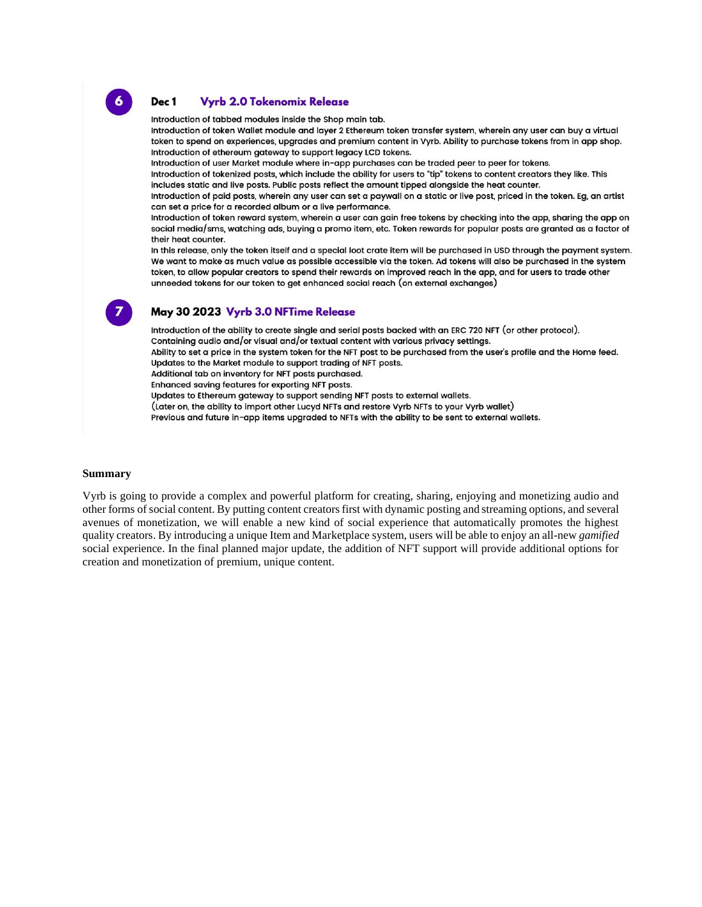### 6 Dec 1 Vyrb 2.0 Tokenomix Release

Introduction of tabbed modules inside the Shop main tab.
Introduction of token Wallet module and layer 2 Ethereum token transfer system, wherein any user can buy a virtual token to spend on experiences, upgrades and premium content in Vyrb. Ability to purchase tokens from in app shop.
Introduction of ethereum gateway to support legacy LCD tokens.
Introduction of user Market module where in-app purchases can be traded peer to peer for tokens.
Introduction of tokenized posts, which include the ability for users to "tip" tokens to content creators they like. This includes static and live posts. Public posts reflect the amount tipped alongside the heat counter.
Introduction of paid posts, wherein any user can set a paywall on a static or live post, priced in the token. Eg, an artist can set a price for a recorded album or a live performance.
Introduction of token reward system, wherein a user can gain free tokens by checking into the app, sharing the app on social media/sms, watching ads, buying a promo item, etc. Token rewards for popular posts are granted as a factor of their heat counter.
In this release, only the token itself and a special loot crate item will be purchased in USD through the payment system. We want to make as much value as possible accessible via the token. Ad tokens will also be purchased in the system token, to allow popular creators to spend their rewards on improved reach in the app, and for users to trade other unneeded tokens for our token to get enhanced social reach (on external exchanges)

### 7 May 30 2023 Vyrb 3.0 NFTime Release

Introduction of the ability to create single and serial posts backed with an ERC 720 NFT (or other protocol). Containing audio and/or visual and/or textual content with various privacy settings.
Ability to set a price in the system token for the NFT post to be purchased from the user's profile and the Home feed.
Updates to the Market module to support trading of NFT posts.
Additional tab on inventory for NFT posts purchased.
Enhanced saving features for exporting NFT posts.
Updates to Ethereum gateway to support sending NFT posts to external wallets.
(Later on, the ability to import other Lucyd NFTs and restore Vyrb NFTs to your Vyrb wallet)
Previous and future in-app items upgraded to NFTs with the ability to be sent to external wallets.

**Summary**

Vyrb is going to provide a complex and powerful platform for creating, sharing, enjoying and monetizing audio and other forms of social content. By putting content creators first with dynamic posting and streaming options, and several avenues of monetization, we will enable a new kind of social experience that automatically promotes the highest quality creators. By introducing a unique Item and Marketplace system, users will be able to enjoy an all-new *gamified* social experience. In the final planned major update, the addition of NFT support will provide additional options for creation and monetization of premium, unique content.